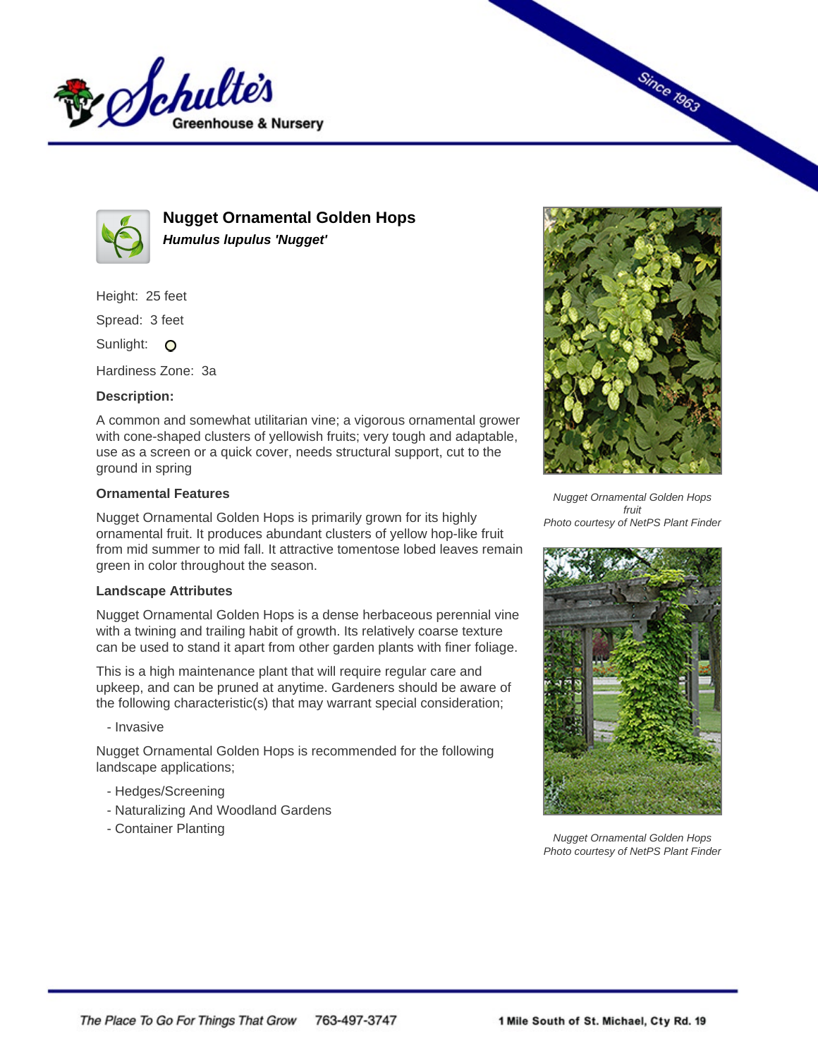# Nugget Ornamental Golden Hops

***Humulus lupulus 'Nugget'***

Height: 25 feet

Spread: 3 feet

Sunlight:

Hardiness Zone: 3a

**Description:**

A common and somewhat utilitarian vine; a vigorous ornamental grower with cone-shaped clusters of yellowish fruits; very tough and adaptable, use as a screen or a quick cover, needs structural support, cut to the ground in spring

### Ornamental Features

Nugget Ornamental Golden Hops is primarily grown for its highly ornamental fruit. It produces abundant clusters of yellow hop-like fruit from mid summer to mid fall. It attractive tomentose lobed leaves remain green in color throughout the season.

### Landscape Attributes

Nugget Ornamental Golden Hops is a dense herbaceous perennial vine with a twining and trailing habit of growth. Its relatively coarse texture can be used to stand it apart from other garden plants with finer foliage.

This is a high maintenance plant that will require regular care and upkeep, and can be pruned at anytime. Gardeners should be aware of the following characteristic(s) that may warrant special consideration;

- Invasive

Nugget Ornamental Golden Hops is recommended for the following landscape applications;

- Hedges/Screening
- Naturalizing And Woodland Gardens
- Container Planting

*Nugget Ornamental Golden Hops fruit*
*Photo courtesy of NetPS Plant Finder*

*Nugget Ornamental Golden Hops*
*Photo courtesy of NetPS Plant Finder*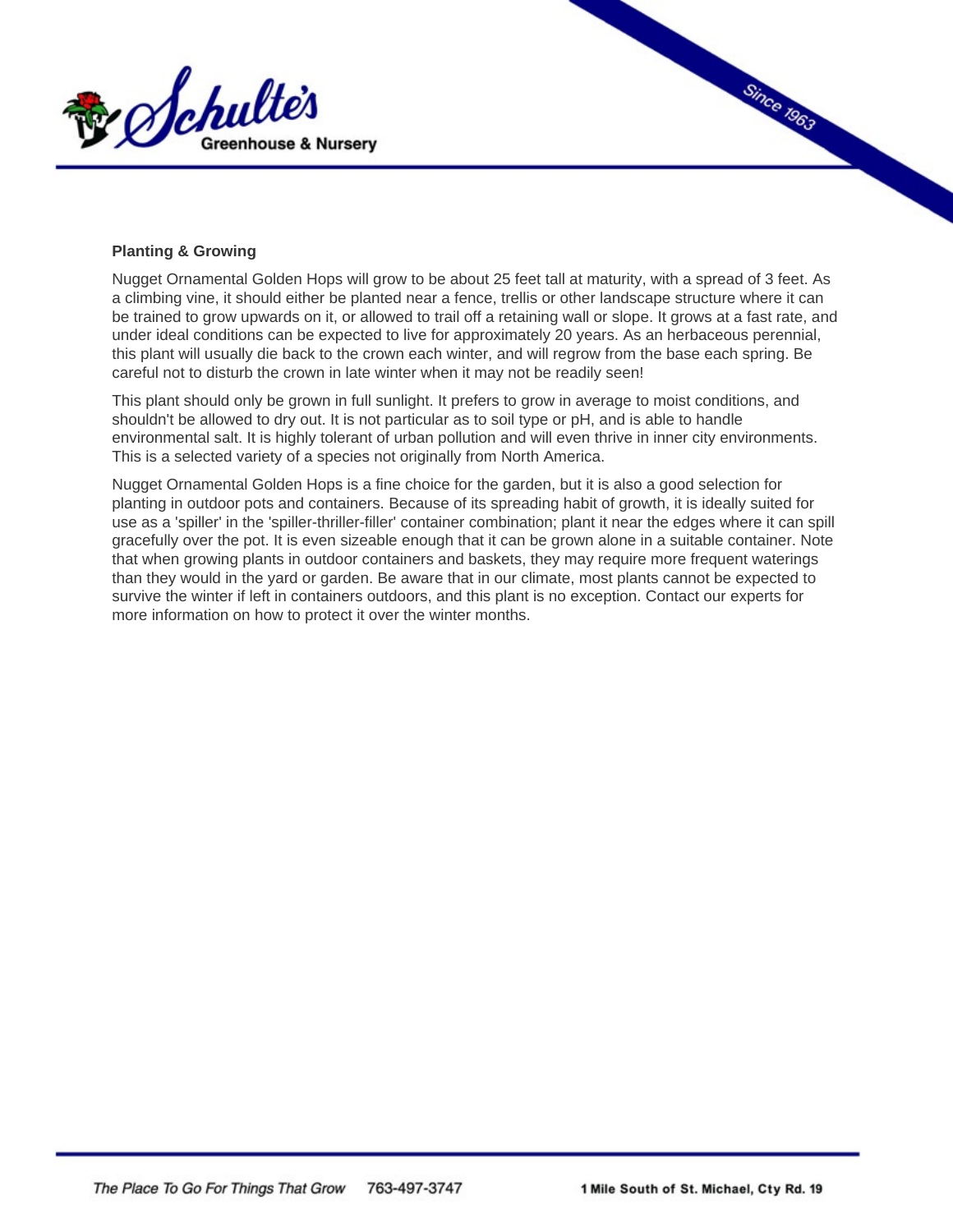### Planting & Growing

Nugget Ornamental Golden Hops will grow to be about 25 feet tall at maturity, with a spread of 3 feet. As a climbing vine, it should either be planted near a fence, trellis or other landscape structure where it can be trained to grow upwards on it, or allowed to trail off a retaining wall or slope. It grows at a fast rate, and under ideal conditions can be expected to live for approximately 20 years. As an herbaceous perennial, this plant will usually die back to the crown each winter, and will regrow from the base each spring. Be careful not to disturb the crown in late winter when it may not be readily seen!

This plant should only be grown in full sunlight. It prefers to grow in average to moist conditions, and shouldn't be allowed to dry out. It is not particular as to soil type or pH, and is able to handle environmental salt. It is highly tolerant of urban pollution and will even thrive in inner city environments. This is a selected variety of a species not originally from North America.

Nugget Ornamental Golden Hops is a fine choice for the garden, but it is also a good selection for planting in outdoor pots and containers. Because of its spreading habit of growth, it is ideally suited for use as a 'spiller' in the 'spiller-thriller-filler' container combination; plant it near the edges where it can spill gracefully over the pot. It is even sizeable enough that it can be grown alone in a suitable container. Note that when growing plants in outdoor containers and baskets, they may require more frequent waterings than they would in the yard or garden. Be aware that in our climate, most plants cannot be expected to survive the winter if left in containers outdoors, and this plant is no exception. Contact our experts for more information on how to protect it over the winter months.